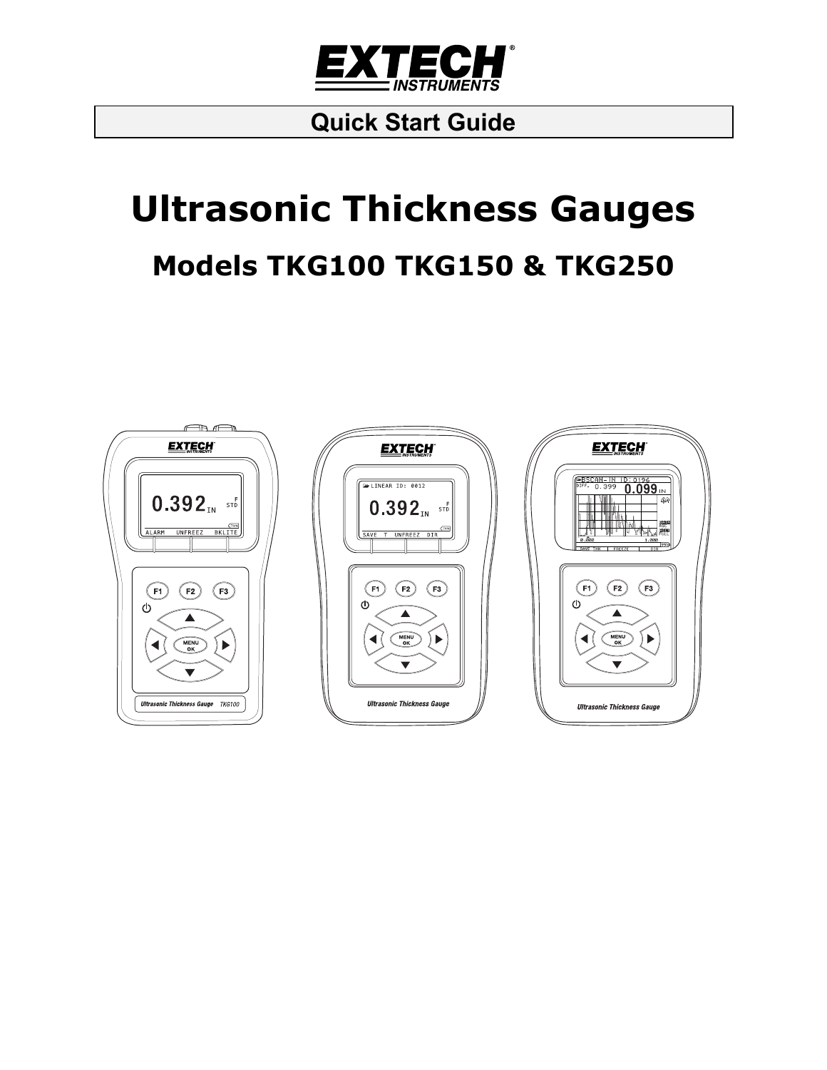EXTECH INSTRUMENTS

## Quick Start Guide

# Ultrasonic Thickness Gauges

## Models TKG100 TKG150 & TKG250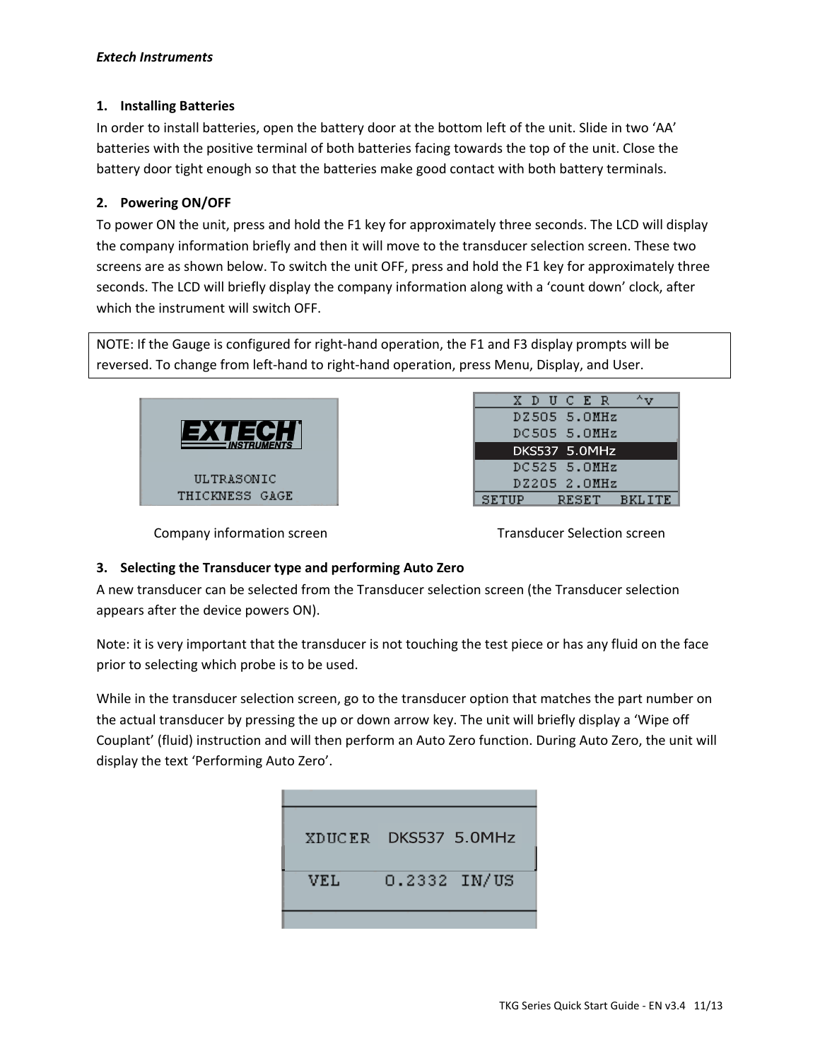*Extech Instruments*

## 1. Installing Batteries

In order to install batteries, open the battery door at the bottom left of the unit. Slide in two 'AA' batteries with the positive terminal of both batteries facing towards the top of the unit. Close the battery door tight enough so that the batteries make good contact with both battery terminals.

## 2. Powering ON/OFF

To power ON the unit, press and hold the F1 key for approximately three seconds. The LCD will display the company information briefly and then it will move to the transducer selection screen. These two screens are as shown below. To switch the unit OFF, press and hold the F1 key for approximately three seconds. The LCD will briefly display the company information along with a 'count down' clock, after which the instrument will switch OFF.

> NOTE: If the Gauge is configured for right-hand operation, the F1 and F3 display prompts will be reversed. To change from left-hand to right-hand operation, press Menu, Display, and User.

EXTECH INSTRUMENTS

ULTRASONIC
THICKNESS GAGE

Company information screen

X D U C E R ^v
DZ505 5.0MHz
DC505 5.0MHz
DKS537 5.0MHz
DC525 5.0MHz
DZ205 2.0MHz
SETUP RESET BKLITE

Transducer Selection screen

## 3. Selecting the Transducer type and performing Auto Zero

A new transducer can be selected from the Transducer selection screen (the Transducer selection appears after the device powers ON).

Note: it is very important that the transducer is not touching the test piece or has any fluid on the face prior to selecting which probe is to be used.

While in the transducer selection screen, go to the transducer option that matches the part number on the actual transducer by pressing the up or down arrow key. The unit will briefly display a 'Wipe off Couplant' (fluid) instruction and will then perform an Auto Zero function. During Auto Zero, the unit will display the text 'Performing Auto Zero'.

XDUCER DKS537 5.0MHz
VEL 0.2332 IN/US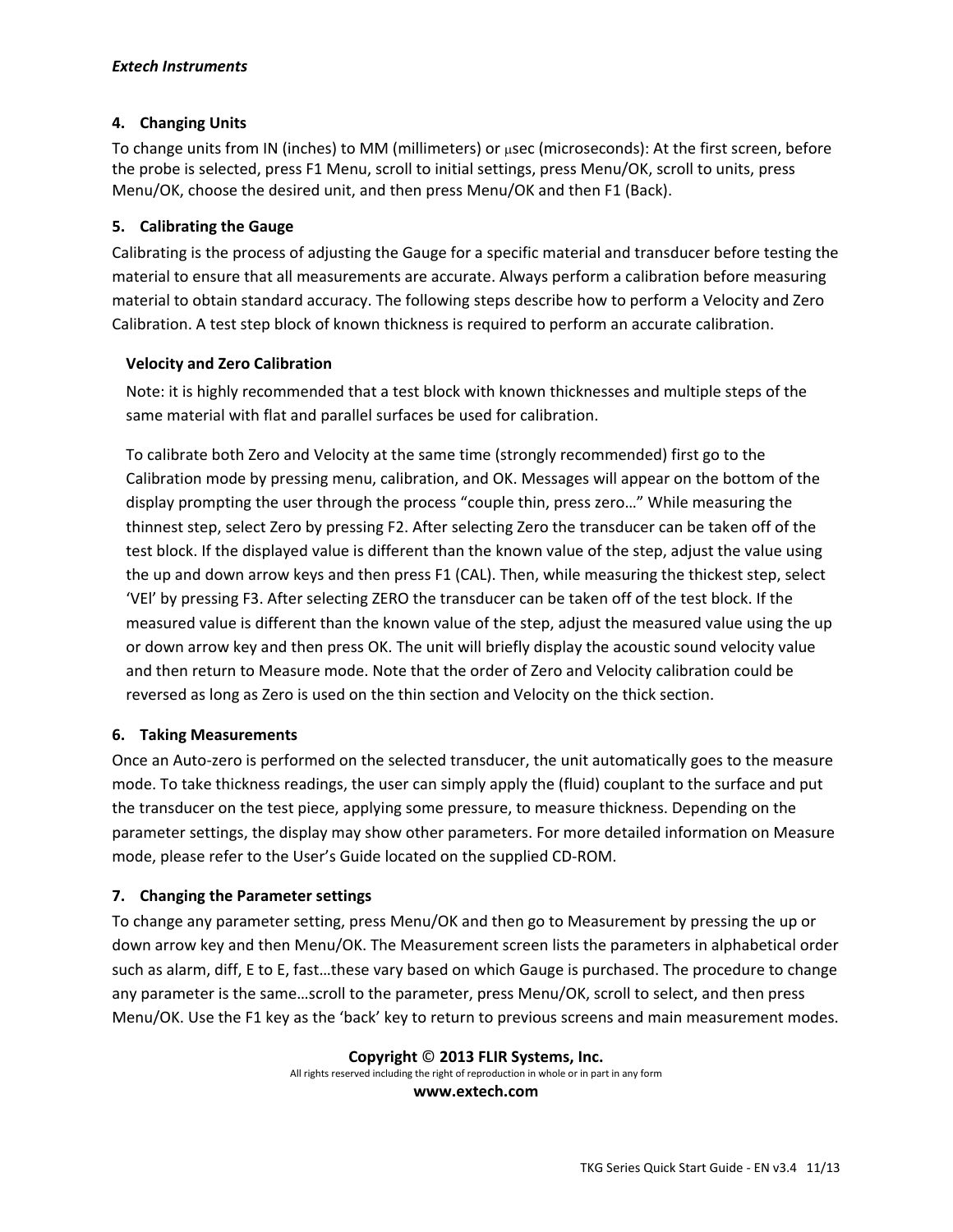## 4. Changing Units

To change units from IN (inches) to MM (millimeters) or μsec (microseconds): At the first screen, before the probe is selected, press F1 Menu, scroll to initial settings, press Menu/OK, scroll to units, press Menu/OK, choose the desired unit, and then press Menu/OK and then F1 (Back).

## 5. Calibrating the Gauge

Calibrating is the process of adjusting the Gauge for a specific material and transducer before testing the material to ensure that all measurements are accurate. Always perform a calibration before measuring material to obtain standard accuracy. The following steps describe how to perform a Velocity and Zero Calibration. A test step block of known thickness is required to perform an accurate calibration.

### Velocity and Zero Calibration

Note: it is highly recommended that a test block with known thicknesses and multiple steps of the same material with flat and parallel surfaces be used for calibration.

To calibrate both Zero and Velocity at the same time (strongly recommended) first go to the Calibration mode by pressing menu, calibration, and OK. Messages will appear on the bottom of the display prompting the user through the process "couple thin, press zero…" While measuring the thinnest step, select Zero by pressing F2. After selecting Zero the transducer can be taken off of the test block. If the displayed value is different than the known value of the step, adjust the value using the up and down arrow keys and then press F1 (CAL). Then, while measuring the thickest step, select 'VEl' by pressing F3. After selecting ZERO the transducer can be taken off of the test block. If the measured value is different than the known value of the step, adjust the measured value using the up or down arrow key and then press OK. The unit will briefly display the acoustic sound velocity value and then return to Measure mode. Note that the order of Zero and Velocity calibration could be reversed as long as Zero is used on the thin section and Velocity on the thick section.

## 6. Taking Measurements

Once an Auto-zero is performed on the selected transducer, the unit automatically goes to the measure mode. To take thickness readings, the user can simply apply the (fluid) couplant to the surface and put the transducer on the test piece, applying some pressure, to measure thickness. Depending on the parameter settings, the display may show other parameters. For more detailed information on Measure mode, please refer to the User's Guide located on the supplied CD-ROM.

## 7. Changing the Parameter settings

To change any parameter setting, press Menu/OK and then go to Measurement by pressing the up or down arrow key and then Menu/OK. The Measurement screen lists the parameters in alphabetical order such as alarm, diff, E to E, fast…these vary based on which Gauge is purchased. The procedure to change any parameter is the same…scroll to the parameter, press Menu/OK, scroll to select, and then press Menu/OK. Use the F1 key as the 'back' key to return to previous screens and main measurement modes.

**Copyright © 2013 FLIR Systems, Inc.**

All rights reserved including the right of reproduction in whole or in part in any form

**www.extech.com**

TKG Series Quick Start Guide - EN v3.4 11/13